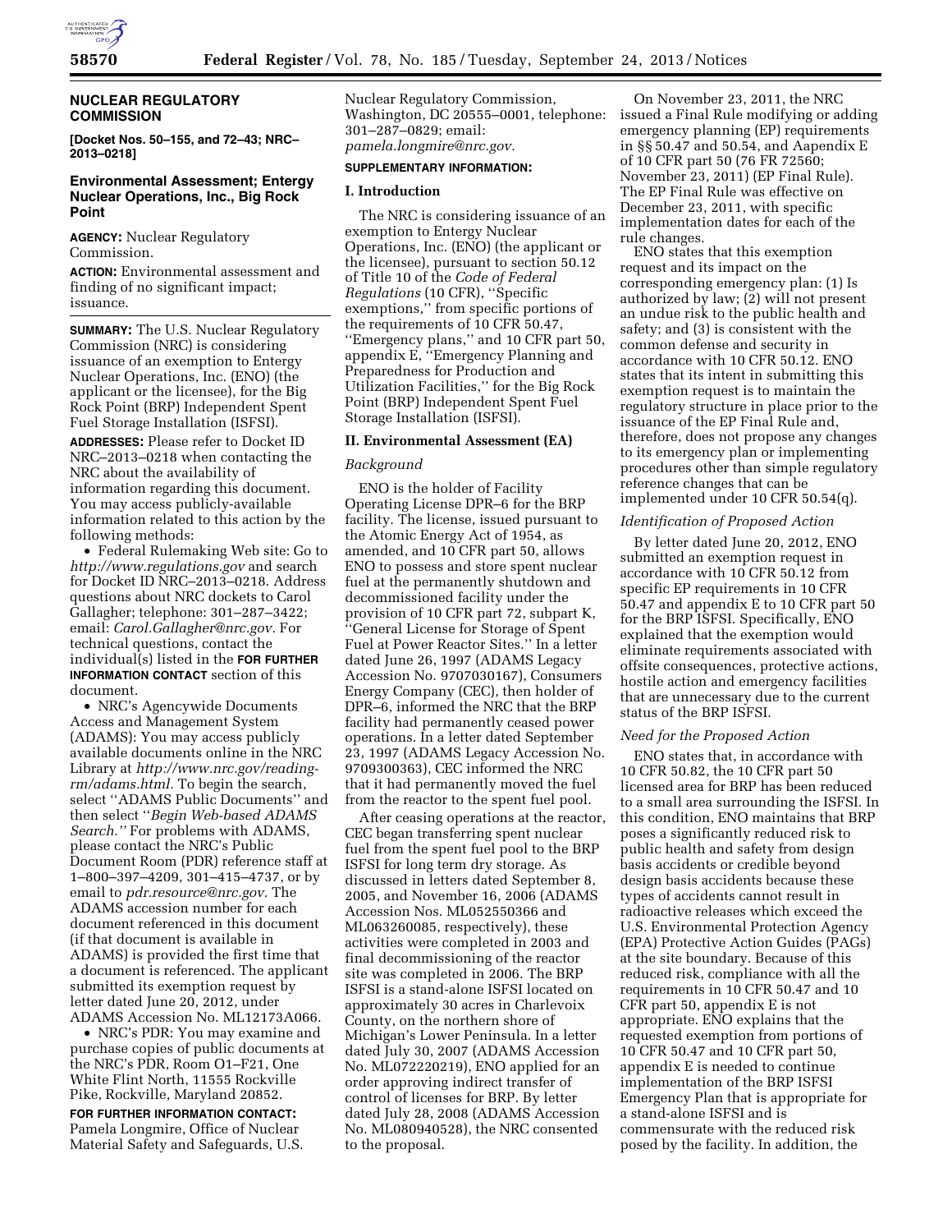## NUCLEAR REGULATORY COMMISSION

**[Docket Nos. 50–155, and 72–43; NRC–2013–0218]**

### Environmental Assessment; Entergy Nuclear Operations, Inc., Big Rock Point

**AGENCY:** Nuclear Regulatory Commission.

**ACTION:** Environmental assessment and finding of no significant impact; issuance.

**SUMMARY:** The U.S. Nuclear Regulatory Commission (NRC) is considering issuance of an exemption to Entergy Nuclear Operations, Inc. (ENO) (the applicant or the licensee), for the Big Rock Point (BRP) Independent Spent Fuel Storage Installation (ISFSI).

**ADDRESSES:** Please refer to Docket ID NRC–2013–0218 when contacting the NRC about the availability of information regarding this document. You may access publicly-available information related to this action by the following methods:

- Federal Rulemaking Web site: Go to *http://www.regulations.gov* and search for Docket ID NRC–2013–0218. Address questions about NRC dockets to Carol Gallagher; telephone: 301–287–3422; email: *Carol.Gallagher@nrc.gov.* For technical questions, contact the individual(s) listed in the **FOR FURTHER INFORMATION CONTACT** section of this document.
- NRC's Agencywide Documents Access and Management System (ADAMS): You may access publicly available documents online in the NRC Library at *http://www.nrc.gov/reading-rm/adams.html.* To begin the search, select ''ADAMS Public Documents'' and then select ''*Begin Web-based ADAMS Search.''* For problems with ADAMS, please contact the NRC's Public Document Room (PDR) reference staff at 1–800–397–4209, 301–415–4737, or by email to *pdr.resource@nrc.gov*. The ADAMS accession number for each document referenced in this document (if that document is available in ADAMS) is provided the first time that a document is referenced. The applicant submitted its exemption request by letter dated June 20, 2012, under ADAMS Accession No. ML12173A066.
- NRC's PDR: You may examine and purchase copies of public documents at the NRC's PDR, Room O1–F21, One White Flint North, 11555 Rockville Pike, Rockville, Maryland 20852.

**FOR FURTHER INFORMATION CONTACT:** Pamela Longmire, Office of Nuclear Material Safety and Safeguards, U.S. Nuclear Regulatory Commission, Washington, DC 20555–0001, telephone: 301–287–0829; email: *pamela.longmire@nrc.gov.*

**SUPPLEMENTARY INFORMATION:**

### I. Introduction

The NRC is considering issuance of an exemption to Entergy Nuclear Operations, Inc. (ENO) (the applicant or the licensee), pursuant to section 50.12 of Title 10 of the *Code of Federal Regulations* (10 CFR), ''Specific exemptions,'' from specific portions of the requirements of 10 CFR 50.47, ''Emergency plans,'' and 10 CFR part 50, appendix E, ''Emergency Planning and Preparedness for Production and Utilization Facilities,'' for the Big Rock Point (BRP) Independent Spent Fuel Storage Installation (ISFSI).

### II. Environmental Assessment (EA)

*Background*

ENO is the holder of Facility Operating License DPR–6 for the BRP facility. The license, issued pursuant to the Atomic Energy Act of 1954, as amended, and 10 CFR part 50, allows ENO to possess and store spent nuclear fuel at the permanently shutdown and decommissioned facility under the provision of 10 CFR part 72, subpart K, ''General License for Storage of Spent Fuel at Power Reactor Sites.'' In a letter dated June 26, 1997 (ADAMS Legacy Accession No. 9707030167), Consumers Energy Company (CEC), then holder of DPR–6, informed the NRC that the BRP facility had permanently ceased power operations. In a letter dated September 23, 1997 (ADAMS Legacy Accession No. 9709300363), CEC informed the NRC that it had permanently moved the fuel from the reactor to the spent fuel pool.

After ceasing operations at the reactor, CEC began transferring spent nuclear fuel from the spent fuel pool to the BRP ISFSI for long term dry storage. As discussed in letters dated September 8, 2005, and November 16, 2006 (ADAMS Accession Nos. ML052550366 and ML063260085, respectively), these activities were completed in 2003 and final decommissioning of the reactor site was completed in 2006. The BRP ISFSI is a stand-alone ISFSI located on approximately 30 acres in Charlevoix County, on the northern shore of Michigan's Lower Peninsula. In a letter dated July 30, 2007 (ADAMS Accession No. ML072220219), ENO applied for an order approving indirect transfer of control of licenses for BRP. By letter dated July 28, 2008 (ADAMS Accession No. ML080940528), the NRC consented to the proposal.

On November 23, 2011, the NRC issued a Final Rule modifying or adding emergency planning (EP) requirements in §§ 50.47 and 50.54, and Aapendix E of 10 CFR part 50 (76 FR 72560; November 23, 2011) (EP Final Rule). The EP Final Rule was effective on December 23, 2011, with specific implementation dates for each of the rule changes.

ENO states that this exemption request and its impact on the corresponding emergency plan: (1) Is authorized by law; (2) will not present an undue risk to the public health and safety; and (3) is consistent with the common defense and security in accordance with 10 CFR 50.12. ENO states that its intent in submitting this exemption request is to maintain the regulatory structure in place prior to the issuance of the EP Final Rule and, therefore, does not propose any changes to its emergency plan or implementing procedures other than simple regulatory reference changes that can be implemented under 10 CFR 50.54(q).

*Identification of Proposed Action*

By letter dated June 20, 2012, ENO submitted an exemption request in accordance with 10 CFR 50.12 from specific EP requirements in 10 CFR 50.47 and appendix E to 10 CFR part 50 for the BRP ISFSI. Specifically, ENO explained that the exemption would eliminate requirements associated with offsite consequences, protective actions, hostile action and emergency facilities that are unnecessary due to the current status of the BRP ISFSI.

*Need for the Proposed Action*

ENO states that, in accordance with 10 CFR 50.82, the 10 CFR part 50 licensed area for BRP has been reduced to a small area surrounding the ISFSI. In this condition, ENO maintains that BRP poses a significantly reduced risk to public health and safety from design basis accidents or credible beyond design basis accidents because these types of accidents cannot result in radioactive releases which exceed the U.S. Environmental Protection Agency (EPA) Protective Action Guides (PAGs) at the site boundary. Because of this reduced risk, compliance with all the requirements in 10 CFR 50.47 and 10 CFR part 50, appendix E is not appropriate. ENO explains that the requested exemption from portions of 10 CFR 50.47 and 10 CFR part 50, appendix E is needed to continue implementation of the BRP ISFSI Emergency Plan that is appropriate for a stand-alone ISFSI and is commensurate with the reduced risk posed by the facility. In addition, the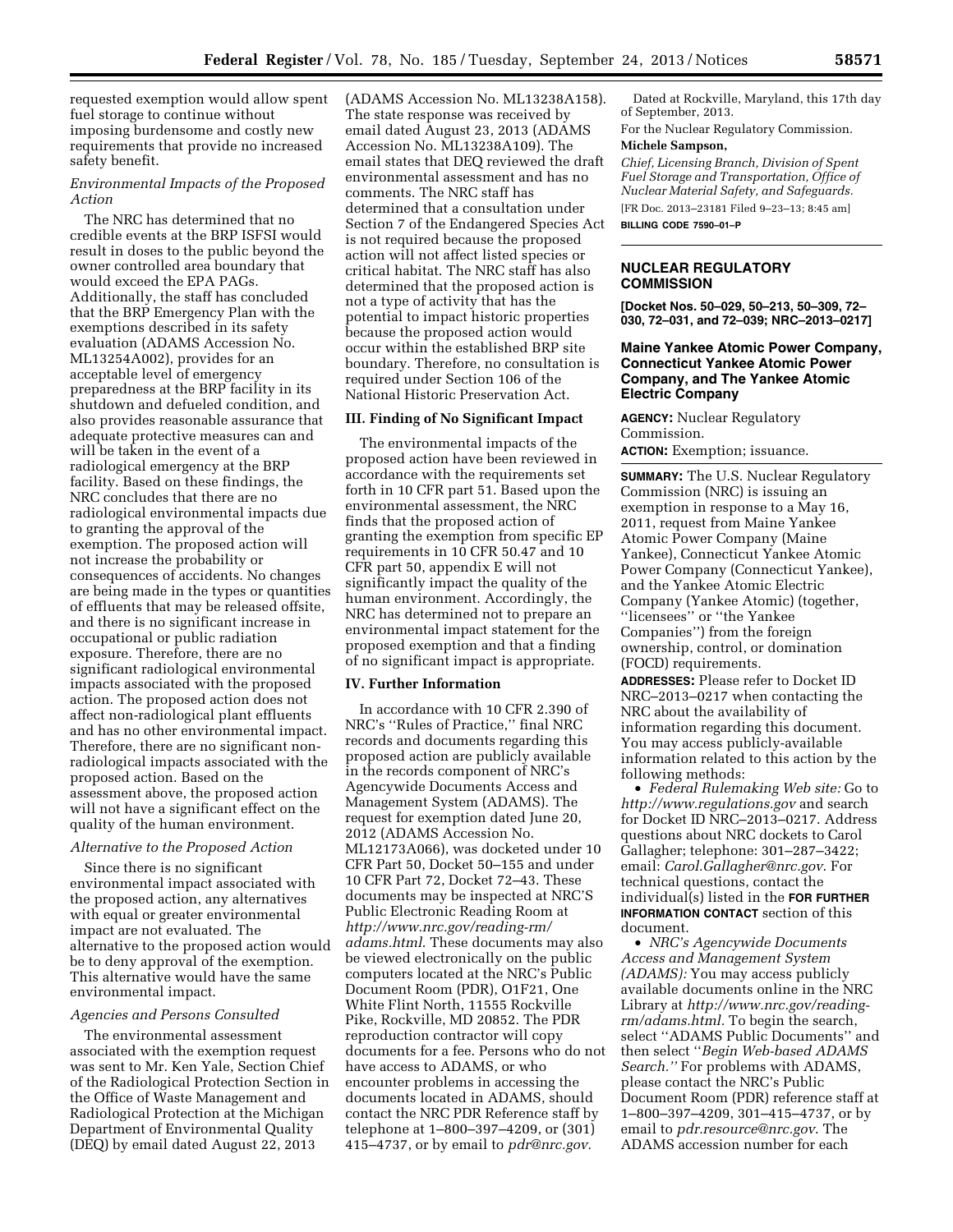requested exemption would allow spent fuel storage to continue without imposing burdensome and costly new requirements that provide no increased safety benefit.

*Environmental Impacts of the Proposed Action*

The NRC has determined that no credible events at the BRP ISFSI would result in doses to the public beyond the owner controlled area boundary that would exceed the EPA PAGs. Additionally, the staff has concluded that the BRP Emergency Plan with the exemptions described in its safety evaluation (ADAMS Accession No. ML13254A002), provides for an acceptable level of emergency preparedness at the BRP facility in its shutdown and defueled condition, and also provides reasonable assurance that adequate protective measures can and will be taken in the event of a radiological emergency at the BRP facility. Based on these findings, the NRC concludes that there are no radiological environmental impacts due to granting the approval of the exemption. The proposed action will not increase the probability or consequences of accidents. No changes are being made in the types or quantities of effluents that may be released offsite, and there is no significant increase in occupational or public radiation exposure. Therefore, there are no significant radiological environmental impacts associated with the proposed action. The proposed action does not affect non-radiological plant effluents and has no other environmental impact. Therefore, there are no significant non-radiological impacts associated with the proposed action. Based on the assessment above, the proposed action will not have a significant effect on the quality of the human environment.

*Alternative to the Proposed Action*

Since there is no significant environmental impact associated with the proposed action, any alternatives with equal or greater environmental impact are not evaluated. The alternative to the proposed action would be to deny approval of the exemption. This alternative would have the same environmental impact.

*Agencies and Persons Consulted*

The environmental assessment associated with the exemption request was sent to Mr. Ken Yale, Section Chief of the Radiological Protection Section in the Office of Waste Management and Radiological Protection at the Michigan Department of Environmental Quality (DEQ) by email dated August 22, 2013 (ADAMS Accession No. ML13238A158). The state response was received by email dated August 23, 2013 (ADAMS Accession No. ML13238A109). The email states that DEQ reviewed the draft environmental assessment and has no comments. The NRC staff has determined that a consultation under Section 7 of the Endangered Species Act is not required because the proposed action will not affect listed species or critical habitat. The NRC staff has also determined that the proposed action is not a type of activity that has the potential to impact historic properties because the proposed action would occur within the established BRP site boundary. Therefore, no consultation is required under Section 106 of the National Historic Preservation Act.

## III. Finding of No Significant Impact

The environmental impacts of the proposed action have been reviewed in accordance with the requirements set forth in 10 CFR part 51. Based upon the environmental assessment, the NRC finds that the proposed action of granting the exemption from specific EP requirements in 10 CFR 50.47 and 10 CFR part 50, appendix E will not significantly impact the quality of the human environment. Accordingly, the NRC has determined not to prepare an environmental impact statement for the proposed exemption and that a finding of no significant impact is appropriate.

## IV. Further Information

In accordance with 10 CFR 2.390 of NRC's ''Rules of Practice,'' final NRC records and documents regarding this proposed action are publicly available in the records component of NRC's Agencywide Documents Access and Management System (ADAMS). The request for exemption dated June 20, 2012 (ADAMS Accession No. ML12173A066), was docketed under 10 CFR Part 50, Docket 50–155 and under 10 CFR Part 72, Docket 72–43. These documents may be inspected at NRC'S Public Electronic Reading Room at *http://www.nrc.gov/reading-rm/adams.html*. These documents may also be viewed electronically on the public computers located at the NRC's Public Document Room (PDR), O1F21, One White Flint North, 11555 Rockville Pike, Rockville, MD 20852. The PDR reproduction contractor will copy documents for a fee. Persons who do not have access to ADAMS, or who encounter problems in accessing the documents located in ADAMS, should contact the NRC PDR Reference staff by telephone at 1–800–397–4209, or (301) 415–4737, or by email to *pdr@nrc.gov.*

Dated at Rockville, Maryland, this 17th day of September, 2013.

For the Nuclear Regulatory Commission.

**Michele Sampson,**

*Chief, Licensing Branch, Division of Spent Fuel Storage and Transportation, Office of Nuclear Material Safety, and Safeguards.*

[FR Doc. 2013–23181 Filed 9–23–13; 8:45 am]

**BILLING CODE 7590–01–P**

---

## NUCLEAR REGULATORY COMMISSION

**[Docket Nos. 50–029, 50–213, 50–309, 72–030, 72–031, and 72–039; NRC–2013–0217]**

## Maine Yankee Atomic Power Company, Connecticut Yankee Atomic Power Company, and The Yankee Atomic Electric Company

**AGENCY:** Nuclear Regulatory Commission.

**ACTION:** Exemption; issuance.

**SUMMARY:** The U.S. Nuclear Regulatory Commission (NRC) is issuing an exemption in response to a May 16, 2011, request from Maine Yankee Atomic Power Company (Maine Yankee), Connecticut Yankee Atomic Power Company (Connecticut Yankee), and the Yankee Atomic Electric Company (Yankee Atomic) (together, ''licensees'' or ''the Yankee Companies'') from the foreign ownership, control, or domination (FOCD) requirements.

**ADDRESSES:** Please refer to Docket ID NRC–2013–0217 when contacting the NRC about the availability of information regarding this document. You may access publicly-available information related to this action by the following methods:

- *Federal Rulemaking Web site:* Go to *http://www.regulations.gov* and search for Docket ID NRC–2013–0217. Address questions about NRC dockets to Carol Gallagher; telephone: 301–287–3422; email: *Carol.Gallagher@nrc.gov*. For technical questions, contact the individual(s) listed in the **FOR FURTHER INFORMATION CONTACT** section of this document.
- *NRC's Agencywide Documents Access and Management System (ADAMS):* You may access publicly available documents online in the NRC Library at *http://www.nrc.gov/reading-rm/adams.html.* To begin the search, select ''ADAMS Public Documents'' and then select ''*Begin Web-based ADAMS Search.''* For problems with ADAMS, please contact the NRC's Public Document Room (PDR) reference staff at 1–800–397–4209, 301–415–4737, or by email to *pdr.resource@nrc.gov*. The ADAMS accession number for each